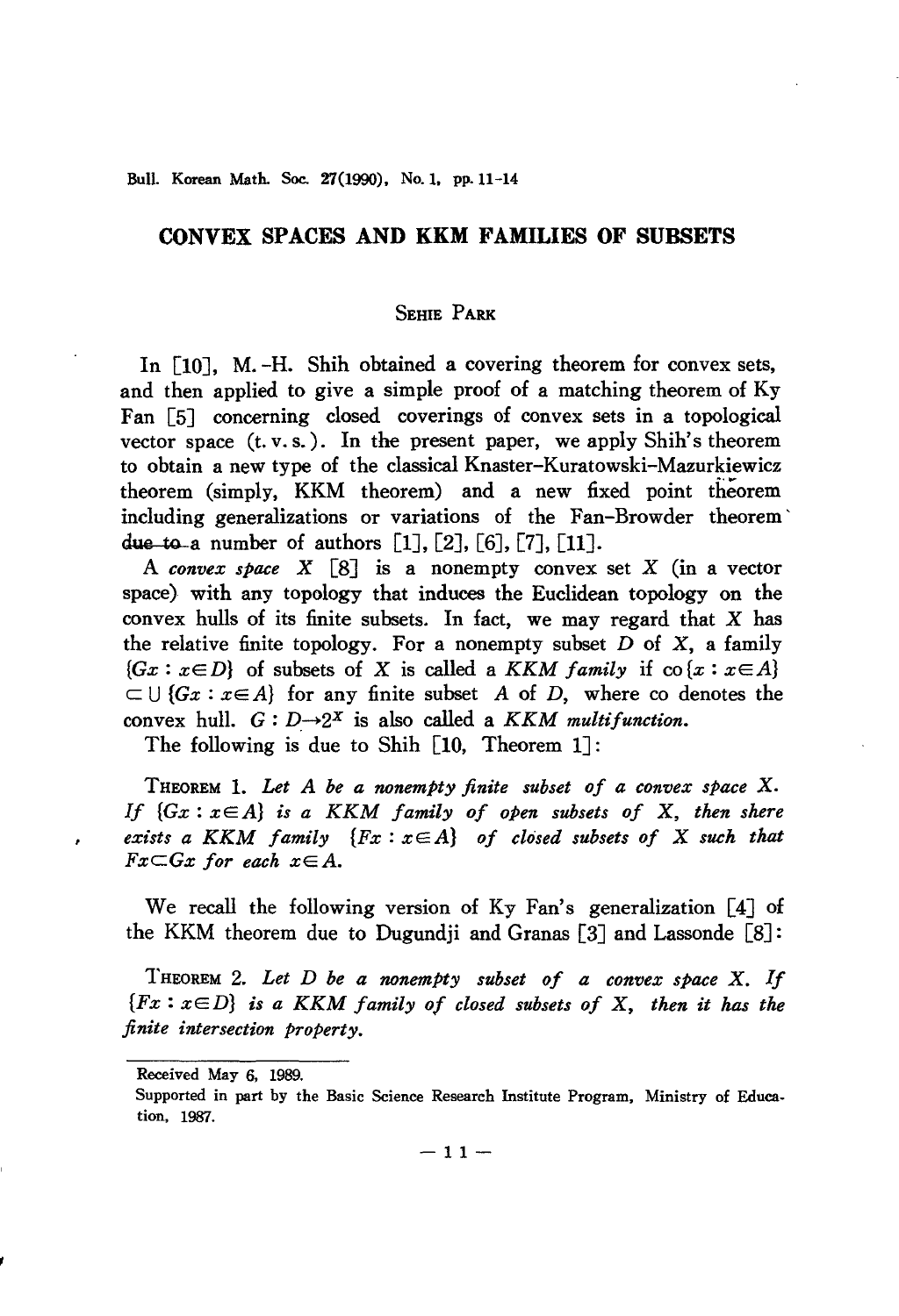# CONVEX SPACES AND KKM FAMILIES OF SUBSETS

SEHIE PARK

In [10], M.-H. Shih obtained a covering theorem for convex sets, and then applied to give a simple proof of a matching theorem of Ky Fan [5] concerning closed coverings of convex sets in a topological vector space (t.v.s.). In the present paper, we apply Shih's theorem to obtain a new type of the classical Knaster-Kuratowski-Mazurkiewicz theorem (simply, KKM theorem) and a new fixed point theorem including generalizations or variations of the Fan-Browder theorem due to a number of authors [1], [2], [6], [7], [11].

A *convex space* $X$ [8] is a nonempty convex set $X$ (in a vector space) with any topology that induces the Euclidean topology on the convex hulls of its finite subsets. In fact, we may regard that $X$ has the relative finite topology. For a nonempty subset $D$ of $X$, a family $\{Gx : x \in D\}$ of subsets of $X$ is called a *KKM family* if $\text{co}\{x : x \in A\} \subset \cup \{Gx : x \in A\}$ for any finite subset $A$ of $D$, where co denotes the convex hull. $G : D \to 2^X$ is also called a *KKM multifunction.*

The following is due to Shih [10, Theorem 1]:

THEOREM 1. *Let $A$ be a nonempty finite subset of a convex space $X$. If $\{Gx : x \in A\}$ is a KKM family of open subsets of $X$, then shere exists a KKM family $\{Fx : x \in A\}$ of closed subsets of $X$ such that $Fx \subset Gx$ for each $x \in A$.*

We recall the following version of Ky Fan's generalization [4] of the KKM theorem due to Dugundji and Granas [3] and Lassonde [8]:

THEOREM 2. *Let $D$ be a nonempty subset of a convex space $X$. If $\{Fx : x \in D\}$ is a KKM family of closed subsets of $X$, then it has the finite intersection property.*

---

Received May 6, 1989.

Supported in part by the Basic Science Research Institute Program, Ministry of Education, 1987.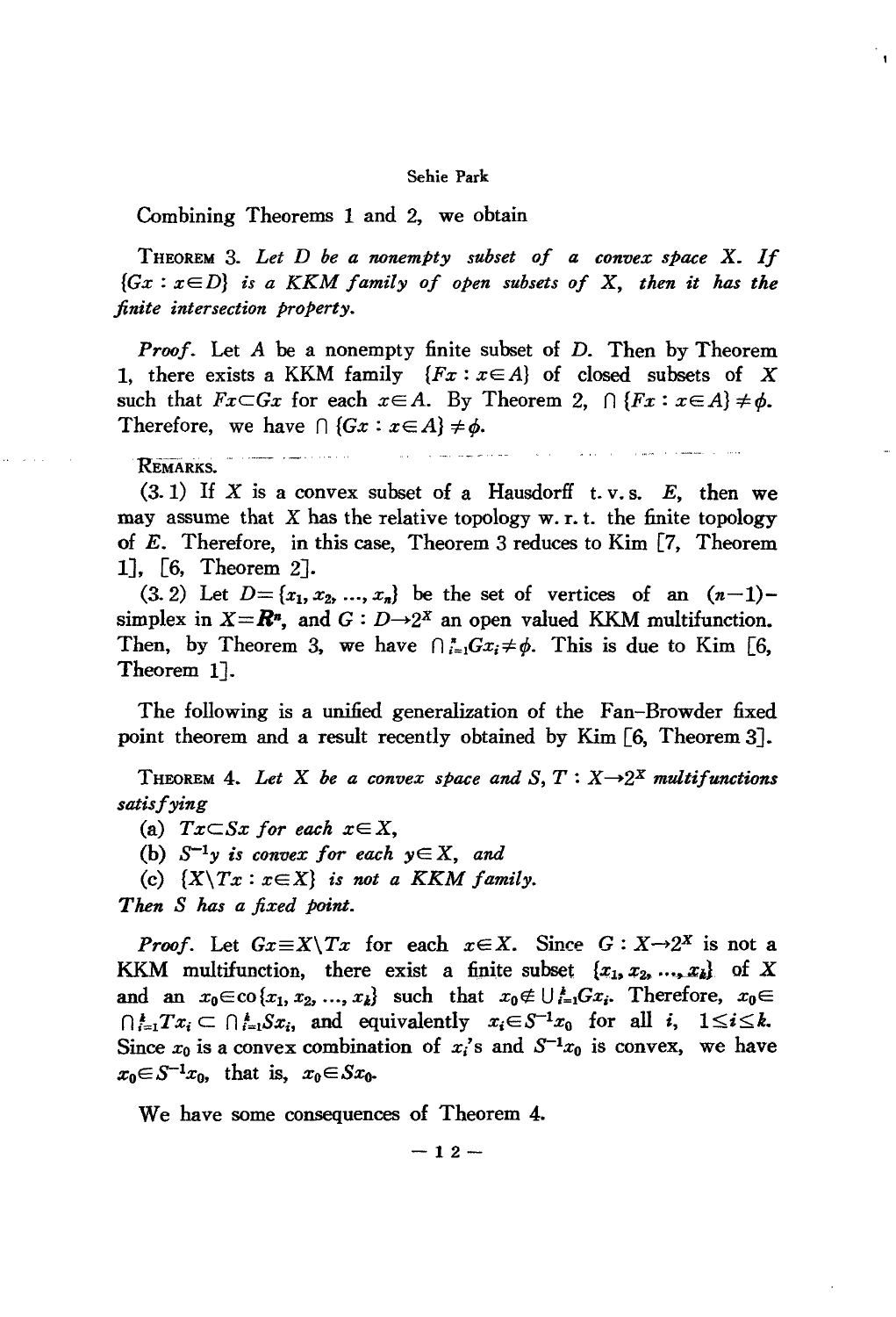Combining Theorems 1 and 2, we obtain

THEOREM 3. *Let $D$ be a nonempty subset of a convex space $X$. If $\{Gx : x \in D\}$ is a KKM family of open subsets of $X$, then it has the finite intersection property.*

*Proof.* Let $A$ be a nonempty finite subset of $D$. Then by Theorem 1, there exists a KKM family $\{Fx : x \in A\}$ of closed subsets of $X$ such that $Fx \subset Gx$ for each $x \in A$. By Theorem 2, $\cap \{Fx : x \in A\} \neq \phi$. Therefore, we have $\cap \{Gx : x \in A\} \neq \phi$.

REMARKS.

(3.1) If $X$ is a convex subset of a Hausdorff t. v. s. $E$, then we may assume that $X$ has the relative topology w. r. t. the finite topology of $E$. Therefore, in this case, Theorem 3 reduces to Kim [7, Theorem 1], [6, Theorem 2].

(3.2) Let $D = \{x_1, x_2, \ldots, x_n\}$ be the set of vertices of an $(n-1)$-simplex in $X = \mathbf{R}^n$, and $G : D \to 2^X$ an open valued KKM multifunction. Then, by Theorem 3, we have $\cap_{i=1}^{n} Gx_i \neq \phi$. This is due to Kim [6, Theorem 1].

The following is a unified generalization of the Fan-Browder fixed point theorem and a result recently obtained by Kim [6, Theorem 3].

THEOREM 4. *Let $X$ be a convex space and $S, T : X \to 2^X$ multifunctions satisfying*

*(a) $Tx \subset Sx$ for each $x \in X$,*

*(b) $S^{-1}y$ is convex for each $y \in X$, and*

*(c) $\{X \backslash Tx : x \in X\}$ is not a KKM family.*

*Then $S$ has a fixed point.*

*Proof.* Let $Gx \equiv X \backslash Tx$ for each $x \in X$. Since $G : X \to 2^X$ is not a KKM multifunction, there exist a finite subset $\{x_1, x_2, \ldots, x_k\}$ of $X$ and an $x_0 \in \text{co}\{x_1, x_2, \ldots, x_k\}$ such that $x_0 \notin \cup_{i=1}^{k} Gx_i$. Therefore, $x_0 \in \cap_{i=1}^{k} Tx_i \subset \cap_{i=1}^{k} Sx_i$, and equivalently $x_i \in S^{-1}x_0$ for all $i$, $1 \leq i \leq k$. Since $x_0$ is a convex combination of $x_i$'s and $S^{-1}x_0$ is convex, we have $x_0 \in S^{-1}x_0$, that is, $x_0 \in Sx_0$.

We have some consequences of Theorem 4.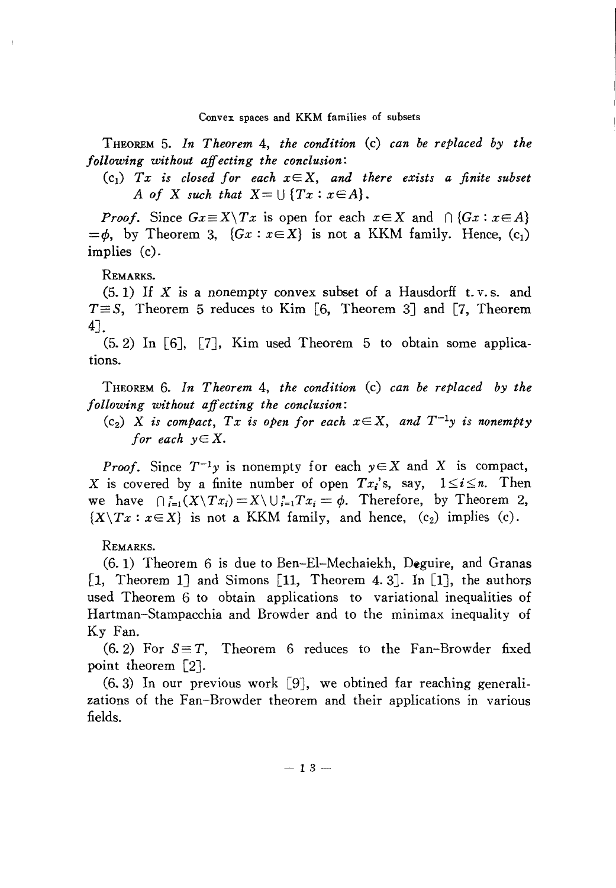**Theorem 5.** *In Theorem 4, the condition* (c) *can be replaced by the following without affecting the conclusion*:

($c_1$) *$Tx$ is closed for each $x \in X$, and there exists a finite subset $A$ of $X$ such that $X = \bigcup \{Tx : x \in A\}$.*

*Proof.* Since $Gx \equiv X \setminus Tx$ is open for each $x \in X$ and $\bigcap \{Gx : x \in A\} = \phi$, by Theorem 3, $\{Gx : x \in X\}$ is not a KKM family. Hence, ($c_1$) implies (c).

Remarks.

(5.1) If $X$ is a nonempty convex subset of a Hausdorff t.v.s. and $T \equiv S$, Theorem 5 reduces to Kim [6, Theorem 3] and [7, Theorem 4].

(5.2) In [6], [7], Kim used Theorem 5 to obtain some applications.

**Theorem 6.** *In Theorem 4, the condition* (c) *can be replaced by the following without affecting the conclusion*:

($c_2$) *$X$ is compact, $Tx$ is open for each $x \in X$, and $T^{-1}y$ is nonempty for each $y \in X$.*

*Proof.* Since $T^{-1}y$ is nonempty for each $y \in X$ and $X$ is compact, $X$ is covered by a finite number of open $Tx_i$'s, say, $1 \leq i \leq n$. Then we have $\bigcap_{i=1}^{n} (X \setminus Tx_i) = X \setminus \bigcup_{i=1}^{n} Tx_i = \phi$. Therefore, by Theorem 2, $\{X \setminus Tx : x \in X\}$ is not a KKM family, and hence, ($c_2$) implies (c).

Remarks.

(6.1) Theorem 6 is due to Ben-El-Mechaiekh, Deguire, and Granas [1, Theorem 1] and Simons [11, Theorem 4.3]. In [1], the authors used Theorem 6 to obtain applications to variational inequalities of Hartman-Stampacchia and Browder and to the minimax inequality of Ky Fan.

(6.2) For $S \equiv T$, Theorem 6 reduces to the Fan-Browder fixed point theorem [2].

(6.3) In our previous work [9], we obtined far reaching generalizations of the Fan-Browder theorem and their applications in various fields.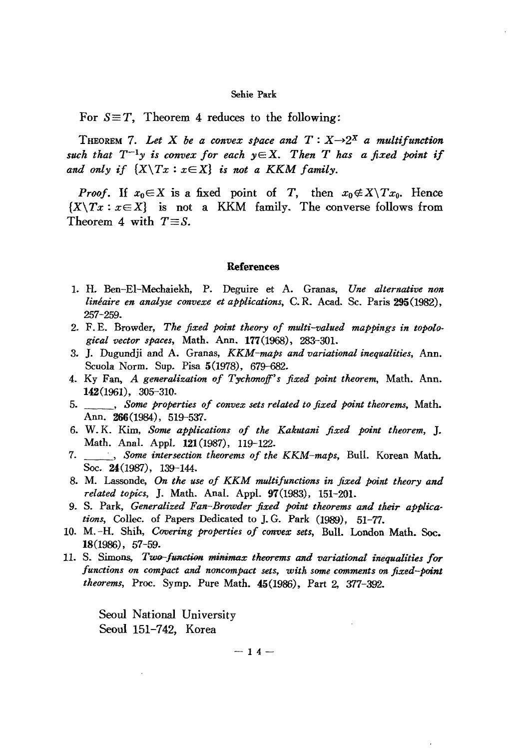For $S \equiv T$, Theorem 4 reduces to the following:

THEOREM 7. *Let $X$ be a convex space and $T : X \to 2^X$ a multifunction such that $T^{-1}y$ is convex for each $y \in X$. Then $T$ has a fixed point if and only if $\{X \backslash Tx : x \in X\}$ is not a KKM family.*

*Proof.* If $x_0 \in X$ is a fixed point of $T$, then $x_0 \notin X \backslash Tx_0$. Hence $\{X \backslash Tx : x \in X\}$ is not a KKM family. The converse follows from Theorem 4 with $T \equiv S$.

## References

1. H. Ben-El-Mechaiekh, P. Deguire et A. Granas, *Une alternative non linéaire en analyse convexe et applications*, C. R. Acad. Sc. Paris **295**(1982), 257–259.
2. F. E. Browder, *The fixed point theory of multi-valued mappings in topological vector spaces*, Math. Ann. **177**(1968), 283–301.
3. J. Dugundji and A. Granas, *KKM-maps and variational inequalities*, Ann. Scuola Norm. Sup. Pisa **5**(1978), 679–682.
4. Ky Fan, *A generalization of Tychonoff's fixed point theorem*, Math. Ann. **142**(1961), 305–310.
5. \_\_\_\_\_, *Some properties of convex sets related to fixed point theorems*, Math. Ann. **266**(1984), 519–537.
6. W. K. Kim, *Some applications of the Kakutani fixed point theorem*, J. Math. Anal. Appl. **121**(1987), 119–122.
7. \_\_\_\_\_, *Some intersection theorems of the KKM-maps*, Bull. Korean Math. Soc. **24**(1987), 139–144.
8. M. Lassonde, *On the use of KKM multifunctions in fixed point theory and related topics*, J. Math. Anal. Appl. **97**(1983), 151–201.
9. S. Park, *Generalized Fan-Browder fixed point theorems and their applications*, Collec. of Papers Dedicated to J. G. Park (1989), 51–77.
10. M.-H. Shih, *Covering properties of convex sets*, Bull. London Math. Soc. **18**(1986), 57–59.
11. S. Simons, *Two-function minimax theorems and variational inequalities for functions on compact and noncompact sets, with some comments on fixed-point theorems*, Proc. Symp. Pure Math. **45**(1986), Part 2, 377–392.

Seoul National University
Seoul 151-742, Korea